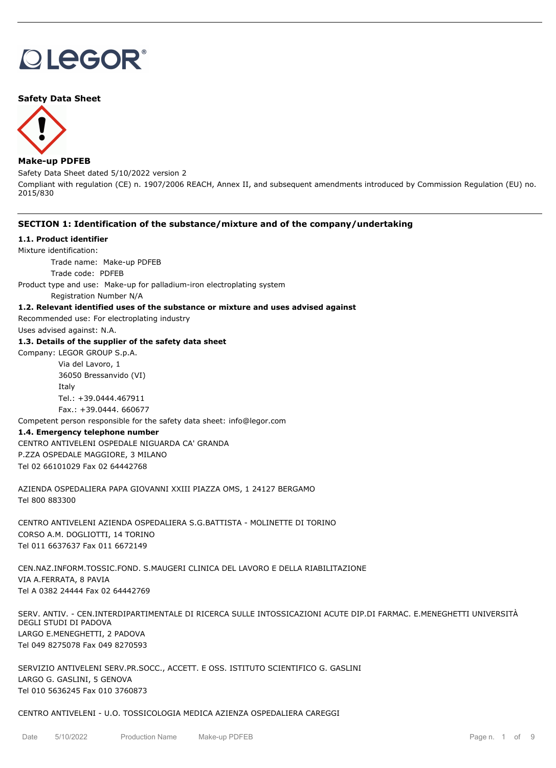**Safety Data Sheet**

**Make-up PDFEB**

Safety Data Sheet dated 5/10/2022 version 2

Compliant with regulation (CE) n. 1907/2006 REACH, Annex II, and subsequent amendments introduced by Commission Regulation (EU) no. 2015/830

## SECTION 1: Identification of the substance/mixture and of the company/undertaking

### 1.1. Product identifier

Mixture identification:

Trade name: Make-up PDFEB

Trade code: PDFEB

Product type and use: Make-up for palladium-iron electroplating system

Registration Number N/A

### 1.2. Relevant identified uses of the substance or mixture and uses advised against

Recommended use: For electroplating industry

Uses advised against: N.A.

### 1.3. Details of the supplier of the safety data sheet

Company: LEGOR GROUP S.p.A.

Via del Lavoro, 1
36050 Bressanvido (VI)
Italy
Tel.: +39.0444.467911
Fax.: +39.0444. 660677

Competent person responsible for the safety data sheet: info@legor.com

### 1.4. Emergency telephone number

CENTRO ANTIVELENI OSPEDALE NIGUARDA CA' GRANDA
P.ZZA OSPEDALE MAGGIORE, 3 MILANO
Tel 02 66101029 Fax 02 64442768

AZIENDA OSPEDALIERA PAPA GIOVANNI XXIII PIAZZA OMS, 1 24127 BERGAMO
Tel 800 883300

CENTRO ANTIVELENI AZIENDA OSPEDALIERA S.G.BATTISTA - MOLINETTE DI TORINO
CORSO A.M. DOGLIOTTI, 14 TORINO
Tel 011 6637637 Fax 011 6672149

CEN.NAZ.INFORM.TOSSIC.FOND. S.MAUGERI CLINICA DEL LAVORO E DELLA RIABILITAZIONE
VIA A.FERRATA, 8 PAVIA
Tel A 0382 24444 Fax 02 64442769

SERV. ANTIV. - CEN.INTERDIPARTIMENTALE DI RICERCA SULLE INTOSSICAZIONI ACUTE DIP.DI FARMAC. E.MENEGHETTI UNIVERSITÀ DEGLI STUDI DI PADOVA
LARGO E.MENEGHETTI, 2 PADOVA
Tel 049 8275078 Fax 049 8270593

SERVIZIO ANTIVELENI SERV.PR.SOCC., ACCETT. E OSS. ISTITUTO SCIENTIFICO G. GASLINI
LARGO G. GASLINI, 5 GENOVA
Tel 010 5636245 Fax 010 3760873

CENTRO ANTIVELENI - U.O. TOSSICOLOGIA MEDICA AZIENZA OSPEDALIERA CAREGGI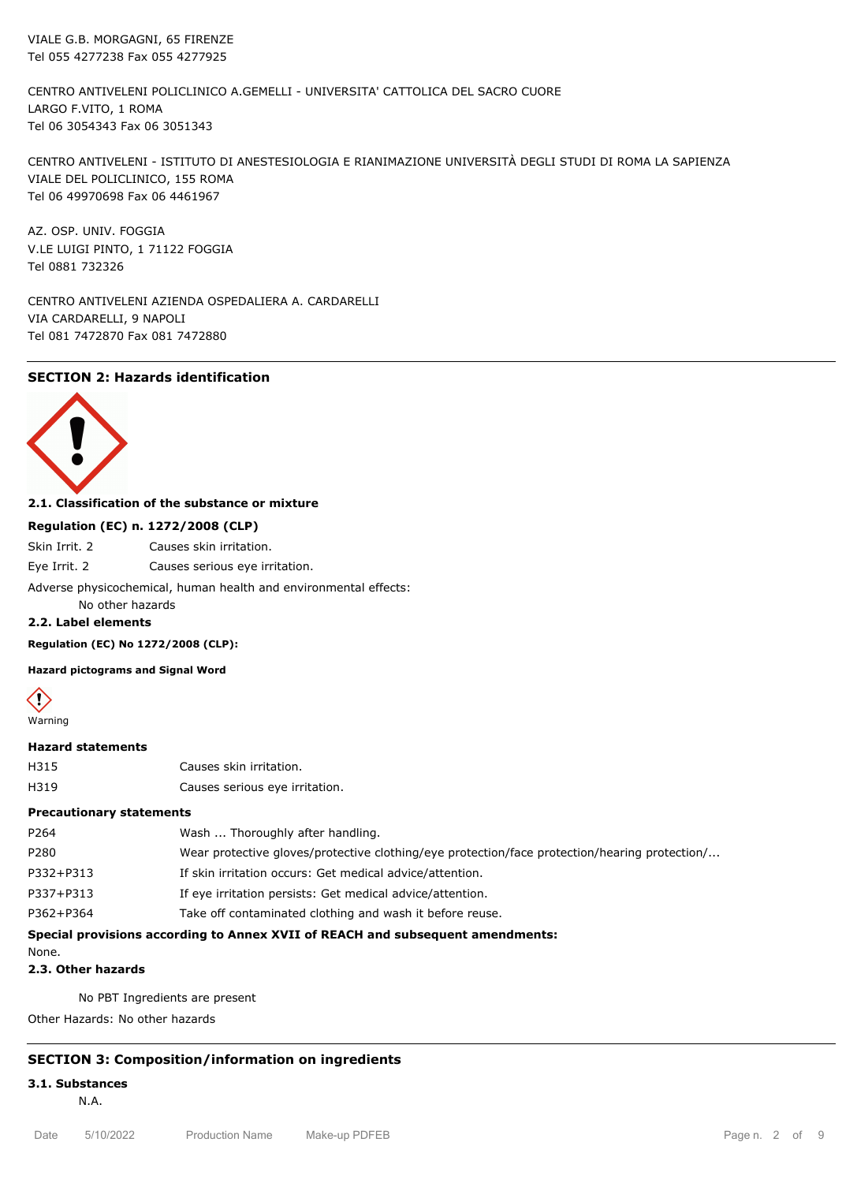VIALE G.B. MORGAGNI, 65 FIRENZE
Tel 055 4277238 Fax 055 4277925

CENTRO ANTIVELENI POLICLINICO A.GEMELLI - UNIVERSITA' CATTOLICA DEL SACRO CUORE
LARGO F.VITO, 1 ROMA
Tel 06 3054343 Fax 06 3051343

CENTRO ANTIVELENI - ISTITUTO DI ANESTESIOLOGIA E RIANIMAZIONE UNIVERSITÀ DEGLI STUDI DI ROMA LA SAPIENZA
VIALE DEL POLICLINICO, 155 ROMA
Tel 06 49970698 Fax 06 4461967

AZ. OSP. UNIV. FOGGIA
V.LE LUIGI PINTO, 1 71122 FOGGIA
Tel 0881 732326

CENTRO ANTIVELENI AZIENDA OSPEDALIERA A. CARDARELLI
VIA CARDARELLI, 9 NAPOLI
Tel 081 7472870 Fax 081 7472880

## SECTION 2: Hazards identification

### 2.1. Classification of the substance or mixture

**Regulation (EC) n. 1272/2008 (CLP)**

| | |
|---|---|
| Skin Irrit. 2 | Causes skin irritation. |
| Eye Irrit. 2 | Causes serious eye irritation. |

Adverse physicochemical, human health and environmental effects:

No other hazards

### 2.2. Label elements

**Regulation (EC) No 1272/2008 (CLP):**

**Hazard pictograms and Signal Word**

Warning

**Hazard statements**

| | |
|---|---|
| H315 | Causes skin irritation. |
| H319 | Causes serious eye irritation. |

**Precautionary statements**

| | |
|---|---|
| P264 | Wash ... Thoroughly after handling. |
| P280 | Wear protective gloves/protective clothing/eye protection/face protection/hearing protection/... |
| P332+P313 | If skin irritation occurs: Get medical advice/attention. |
| P337+P313 | If eye irritation persists: Get medical advice/attention. |
| P362+P364 | Take off contaminated clothing and wash it before reuse. |

**Special provisions according to Annex XVII of REACH and subsequent amendments:**

None.

### 2.3. Other hazards

No PBT Ingredients are present

Other Hazards: No other hazards

## SECTION 3: Composition/information on ingredients

### 3.1. Substances

N.A.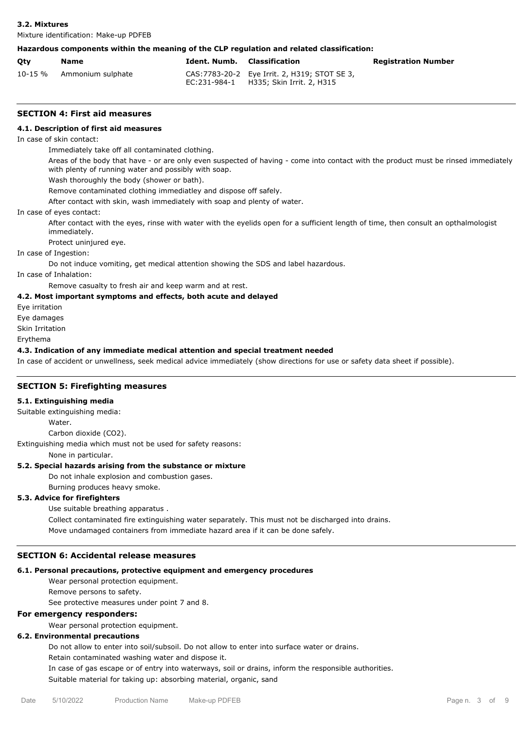### 3.2. Mixtures

Mixture identification: Make-up PDFEB

**Hazardous components within the meaning of the CLP regulation and related classification:**

| Qty | Name | Ident. Numb. | Classification | Registration Number |
|---|---|---|---|---|
| 10-15 % | Ammonium sulphate | CAS:7783-20-2 EC:231-984-1 | Eye Irrit. 2, H319; STOT SE 3, H335; Skin Irrit. 2, H315 | |

## SECTION 4: First aid measures

### 4.1. Description of first aid measures

In case of skin contact:

Immediately take off all contaminated clothing.

Areas of the body that have - or are only even suspected of having - come into contact with the product must be rinsed immediately with plenty of running water and possibly with soap.

Wash thoroughly the body (shower or bath).

Remove contaminated clothing immediatley and dispose off safely.

After contact with skin, wash immediately with soap and plenty of water.

In case of eyes contact:

After contact with the eyes, rinse with water with the eyelids open for a sufficient length of time, then consult an opthalmologist immediately.

Protect uninjured eye.

In case of Ingestion:

Do not induce vomiting, get medical attention showing the SDS and label hazardous.

In case of Inhalation:

Remove casualty to fresh air and keep warm and at rest.

### 4.2. Most important symptoms and effects, both acute and delayed

Eye irritation

Eye damages

Skin Irritation

Erythema

### 4.3. Indication of any immediate medical attention and special treatment needed

In case of accident or unwellness, seek medical advice immediately (show directions for use or safety data sheet if possible).

## SECTION 5: Firefighting measures

### 5.1. Extinguishing media

Suitable extinguishing media:

Water.

Carbon dioxide ($CO_2$).

Extinguishing media which must not be used for safety reasons:

None in particular.

### 5.2. Special hazards arising from the substance or mixture

Do not inhale explosion and combustion gases.

Burning produces heavy smoke.

### 5.3. Advice for firefighters

Use suitable breathing apparatus .

Collect contaminated fire extinguishing water separately. This must not be discharged into drains.

Move undamaged containers from immediate hazard area if it can be done safely.

## SECTION 6: Accidental release measures

### 6.1. Personal precautions, protective equipment and emergency procedures

Wear personal protection equipment.

Remove persons to safety.

See protective measures under point 7 and 8.

### For emergency responders:

Wear personal protection equipment.

### 6.2. Environmental precautions

Do not allow to enter into soil/subsoil. Do not allow to enter into surface water or drains.

Retain contaminated washing water and dispose it.

In case of gas escape or of entry into waterways, soil or drains, inform the responsible authorities.

Suitable material for taking up: absorbing material, organic, sand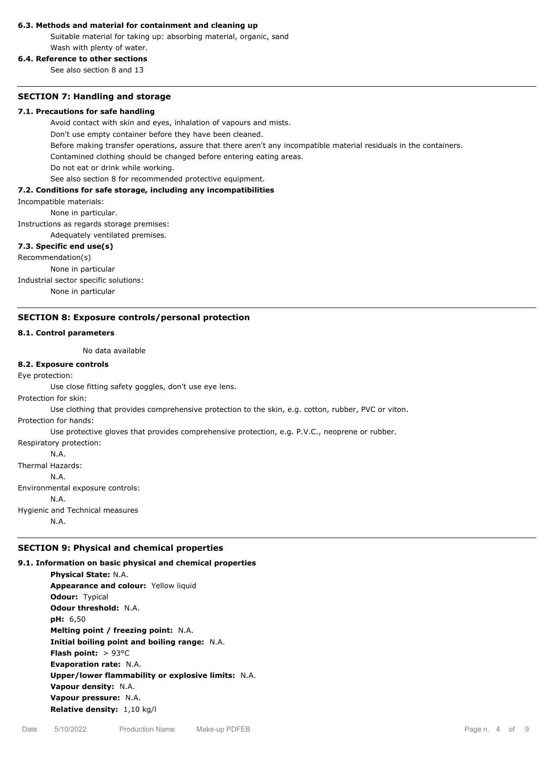#### 6.3. Methods and material for containment and cleaning up

Suitable material for taking up: absorbing material, organic, sand

Wash with plenty of water.

#### 6.4. Reference to other sections

See also section 8 and 13

### SECTION 7: Handling and storage

#### 7.1. Precautions for safe handling

Avoid contact with skin and eyes, inhalation of vapours and mists.

Don't use empty container before they have been cleaned.

Before making transfer operations, assure that there aren't any incompatible material residuals in the containers.

Contamined clothing should be changed before entering eating areas.

Do not eat or drink while working.

See also section 8 for recommended protective equipment.

#### 7.2. Conditions for safe storage, including any incompatibilities

Incompatible materials:

None in particular.

Instructions as regards storage premises:

Adequately ventilated premises.

#### 7.3. Specific end use(s)

Recommendation(s)

None in particular

Industrial sector specific solutions:

None in particular

### SECTION 8: Exposure controls/personal protection

#### 8.1. Control parameters

No data available

#### 8.2. Exposure controls

Eye protection:

Use close fitting safety goggles, don't use eye lens.

Protection for skin:

Use clothing that provides comprehensive protection to the skin, e.g. cotton, rubber, PVC or viton.

Protection for hands:

Use protective gloves that provides comprehensive protection, e.g. P.V.C., neoprene or rubber.

Respiratory protection:

N.A.

Thermal Hazards:

N.A.

Environmental exposure controls:

N.A.

Hygienic and Technical measures

N.A.

### SECTION 9: Physical and chemical properties

#### 9.1. Information on basic physical and chemical properties

**Physical State:** N.A.
**Appearance and colour:** Yellow liquid
**Odour:** Typical
**Odour threshold:** N.A.
**pH:** 6,50
**Melting point / freezing point:** N.A.
**Initial boiling point and boiling range:** N.A.
**Flash point:** > 93°C
**Evaporation rate:** N.A.
**Upper/lower flammability or explosive limits:** N.A.
**Vapour density:** N.A.
**Vapour pressure:** N.A.
**Relative density:** 1,10 kg/l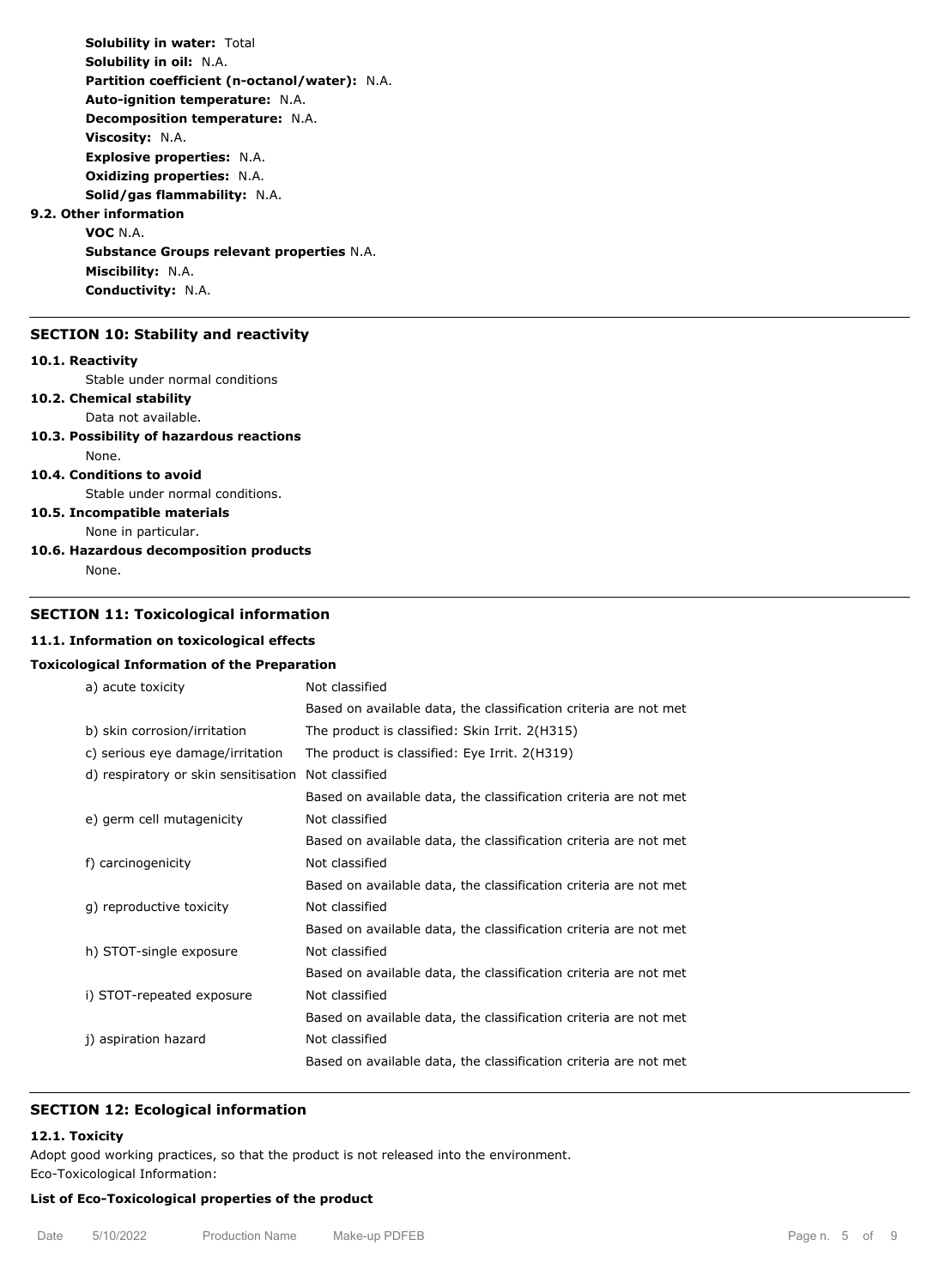**Solubility in water:** Total
**Solubility in oil:** N.A.
**Partition coefficient (n-octanol/water):** N.A.
**Auto-ignition temperature:** N.A.
**Decomposition temperature:** N.A.
**Viscosity:** N.A.
**Explosive properties:** N.A.
**Oxidizing properties:** N.A.
**Solid/gas flammability:** N.A.

**9.2. Other information**

**VOC** N.A.
**Substance Groups relevant properties** N.A.
**Miscibility:** N.A.
**Conductivity:** N.A.

## SECTION 10: Stability and reactivity

**10.1. Reactivity**

Stable under normal conditions

**10.2. Chemical stability**

Data not available.

**10.3. Possibility of hazardous reactions**

None.

**10.4. Conditions to avoid**

Stable under normal conditions.

**10.5. Incompatible materials**

None in particular.

**10.6. Hazardous decomposition products**

None.

## SECTION 11: Toxicological information

**11.1. Information on toxicological effects**

**Toxicological Information of the Preparation**

| | |
|---|---|
| a) acute toxicity | Not classified<br>Based on available data, the classification criteria are not met |
| b) skin corrosion/irritation | The product is classified: Skin Irrit. 2(H315) |
| c) serious eye damage/irritation | The product is classified: Eye Irrit. 2(H319) |
| d) respiratory or skin sensitisation | Not classified<br>Based on available data, the classification criteria are not met |
| e) germ cell mutagenicity | Not classified<br>Based on available data, the classification criteria are not met |
| f) carcinogenicity | Not classified<br>Based on available data, the classification criteria are not met |
| g) reproductive toxicity | Not classified<br>Based on available data, the classification criteria are not met |
| h) STOT-single exposure | Not classified<br>Based on available data, the classification criteria are not met |
| i) STOT-repeated exposure | Not classified<br>Based on available data, the classification criteria are not met |
| j) aspiration hazard | Not classified<br>Based on available data, the classification criteria are not met |

## SECTION 12: Ecological information

**12.1. Toxicity**

Adopt good working practices, so that the product is not released into the environment.
Eco-Toxicological Information:

**List of Eco-Toxicological properties of the product**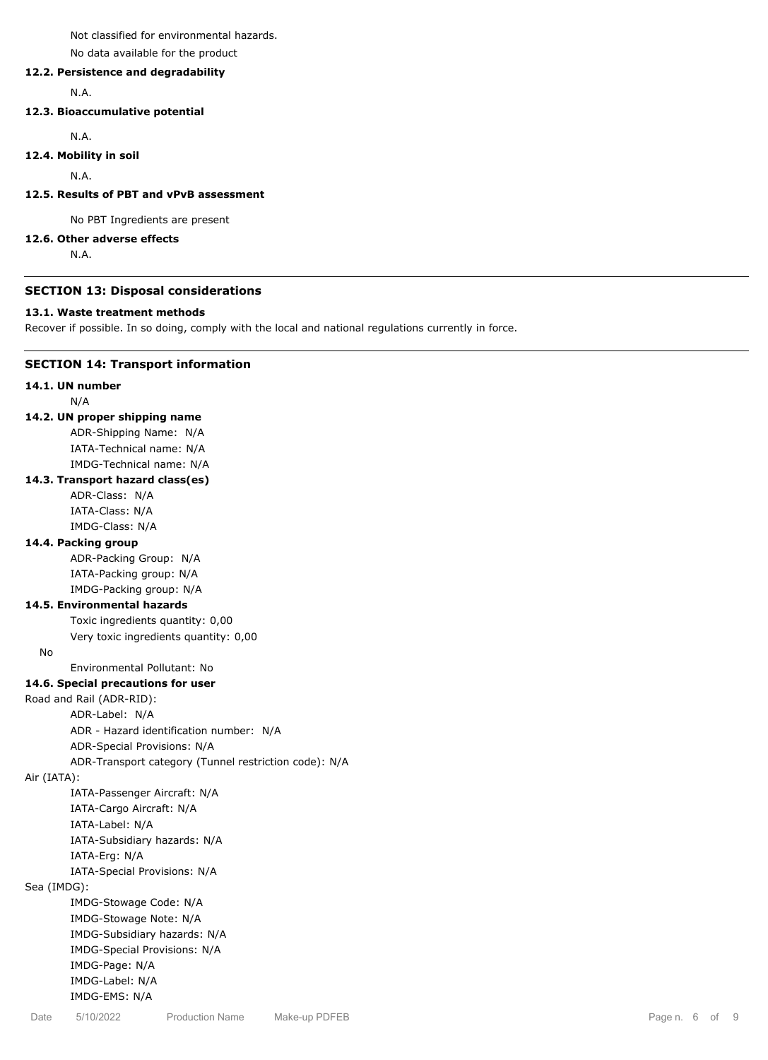Not classified for environmental hazards.

No data available for the product

**12.2. Persistence and degradability**

N.A.

**12.3. Bioaccumulative potential**

N.A.

**12.4. Mobility in soil**

N.A.

**12.5. Results of PBT and vPvB assessment**

No PBT Ingredients are present

**12.6. Other adverse effects**

N.A.

---

## SECTION 13: Disposal considerations

**13.1. Waste treatment methods**

Recover if possible. In so doing, comply with the local and national regulations currently in force.

---

## SECTION 14: Transport information

**14.1. UN number**

N/A

**14.2. UN proper shipping name**

ADR-Shipping Name: N/A
IATA-Technical name: N/A
IMDG-Technical name: N/A

**14.3. Transport hazard class(es)**

ADR-Class: N/A
IATA-Class: N/A
IMDG-Class: N/A

**14.4. Packing group**

ADR-Packing Group: N/A
IATA-Packing group: N/A
IMDG-Packing group: N/A

**14.5. Environmental hazards**

Toxic ingredients quantity: 0,00
Very toxic ingredients quantity: 0,00

No

Environmental Pollutant: No

**14.6. Special precautions for user**

Road and Rail (ADR-RID):

ADR-Label: N/A
ADR - Hazard identification number: N/A
ADR-Special Provisions: N/A
ADR-Transport category (Tunnel restriction code): N/A

Air (IATA):

IATA-Passenger Aircraft: N/A
IATA-Cargo Aircraft: N/A
IATA-Label: N/A
IATA-Subsidiary hazards: N/A
IATA-Erg: N/A
IATA-Special Provisions: N/A

Sea (IMDG):

IMDG-Stowage Code: N/A
IMDG-Stowage Note: N/A
IMDG-Subsidiary hazards: N/A
IMDG-Special Provisions: N/A
IMDG-Page: N/A
IMDG-Label: N/A
IMDG-EMS: N/A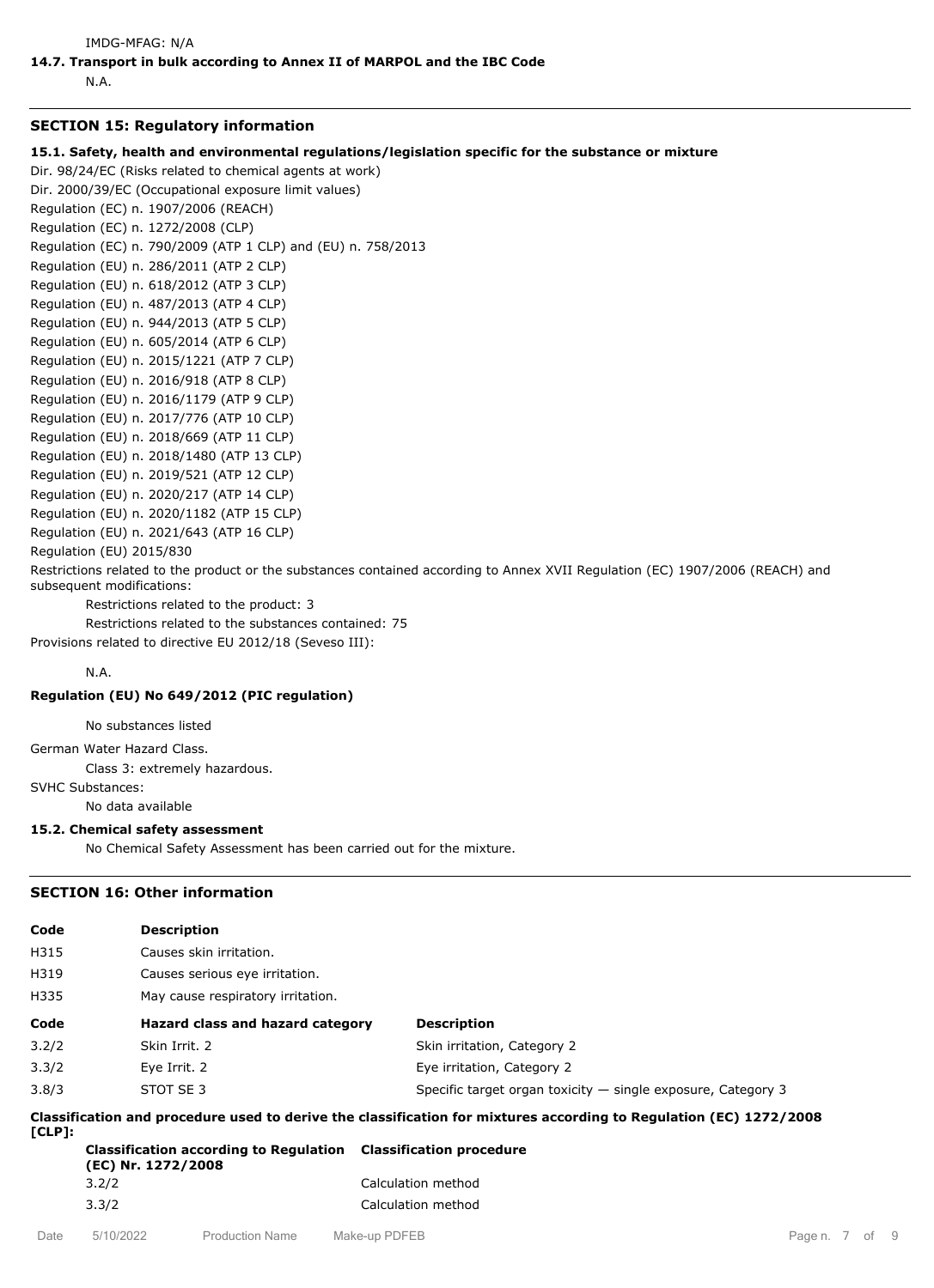IMDG-MFAG: N/A

**14.7. Transport in bulk according to Annex II of MARPOL and the IBC Code**

N.A.

## SECTION 15: Regulatory information

**15.1. Safety, health and environmental regulations/legislation specific for the substance or mixture**

Dir. 98/24/EC (Risks related to chemical agents at work)
Dir. 2000/39/EC (Occupational exposure limit values)
Regulation (EC) n. 1907/2006 (REACH)
Regulation (EC) n. 1272/2008 (CLP)
Regulation (EC) n. 790/2009 (ATP 1 CLP) and (EU) n. 758/2013
Regulation (EU) n. 286/2011 (ATP 2 CLP)
Regulation (EU) n. 618/2012 (ATP 3 CLP)
Regulation (EU) n. 487/2013 (ATP 4 CLP)
Regulation (EU) n. 944/2013 (ATP 5 CLP)
Regulation (EU) n. 605/2014 (ATP 6 CLP)
Regulation (EU) n. 2015/1221 (ATP 7 CLP)
Regulation (EU) n. 2016/918 (ATP 8 CLP)
Regulation (EU) n. 2016/1179 (ATP 9 CLP)
Regulation (EU) n. 2017/776 (ATP 10 CLP)
Regulation (EU) n. 2018/669 (ATP 11 CLP)
Regulation (EU) n. 2018/1480 (ATP 13 CLP)
Regulation (EU) n. 2019/521 (ATP 12 CLP)
Regulation (EU) n. 2020/217 (ATP 14 CLP)
Regulation (EU) n. 2020/1182 (ATP 15 CLP)
Regulation (EU) n. 2021/643 (ATP 16 CLP)
Regulation (EU) 2015/830

Restrictions related to the product or the substances contained according to Annex XVII Regulation (EC) 1907/2006 (REACH) and subsequent modifications:

Restrictions related to the product: 3
Restrictions related to the substances contained: 75

Provisions related to directive EU 2012/18 (Seveso III):

N.A.

**Regulation (EU) No 649/2012 (PIC regulation)**

No substances listed

German Water Hazard Class.

Class 3: extremely hazardous.

SVHC Substances:

No data available

**15.2. Chemical safety assessment**

No Chemical Safety Assessment has been carried out for the mixture.

## SECTION 16: Other information

| Code | Description |
|---|---|
| H315 | Causes skin irritation. |
| H319 | Causes serious eye irritation. |
| H335 | May cause respiratory irritation. |

| Code | Hazard class and hazard category | Description |
|---|---|---|
| 3.2/2 | Skin Irrit. 2 | Skin irritation, Category 2 |
| 3.3/2 | Eye Irrit. 2 | Eye irritation, Category 2 |
| 3.8/3 | STOT SE 3 | Specific target organ toxicity — single exposure, Category 3 |

**Classification and procedure used to derive the classification for mixtures according to Regulation (EC) 1272/2008 [CLP]:**

| Classification according to Regulation (EC) Nr. 1272/2008 | Classification procedure |
|---|---|
| 3.2/2 | Calculation method |
| 3.3/2 | Calculation method |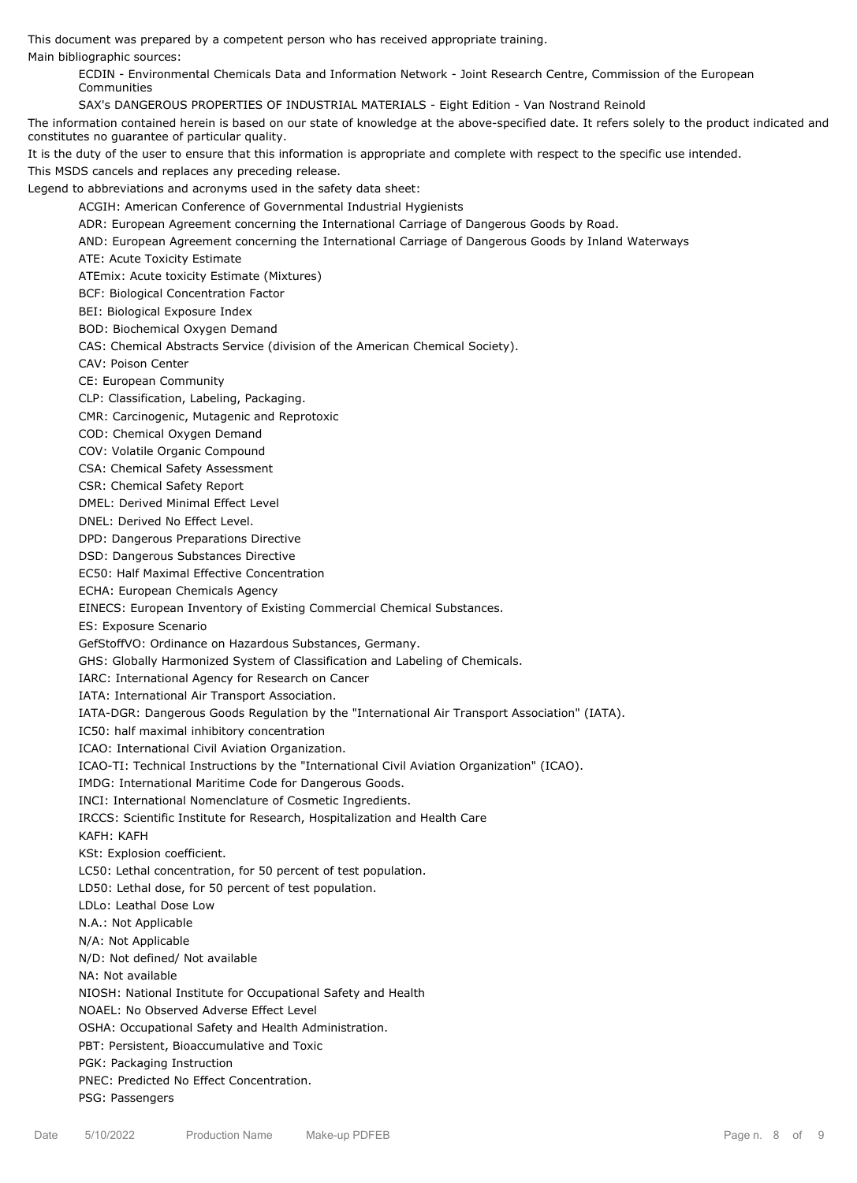This document was prepared by a competent person who has received appropriate training.

Main bibliographic sources:

ECDIN - Environmental Chemicals Data and Information Network - Joint Research Centre, Commission of the European Communities

SAX's DANGEROUS PROPERTIES OF INDUSTRIAL MATERIALS - Eight Edition - Van Nostrand Reinold

The information contained herein is based on our state of knowledge at the above-specified date. It refers solely to the product indicated and constitutes no guarantee of particular quality.

It is the duty of the user to ensure that this information is appropriate and complete with respect to the specific use intended.

This MSDS cancels and replaces any preceding release.

Legend to abbreviations and acronyms used in the safety data sheet:

ACGIH: American Conference of Governmental Industrial Hygienists

ADR: European Agreement concerning the International Carriage of Dangerous Goods by Road.

AND: European Agreement concerning the International Carriage of Dangerous Goods by Inland Waterways

ATE: Acute Toxicity Estimate

ATEmix: Acute toxicity Estimate (Mixtures)

BCF: Biological Concentration Factor

BEI: Biological Exposure Index

BOD: Biochemical Oxygen Demand

CAS: Chemical Abstracts Service (division of the American Chemical Society).

CAV: Poison Center

CE: European Community

CLP: Classification, Labeling, Packaging.

CMR: Carcinogenic, Mutagenic and Reprotoxic

COD: Chemical Oxygen Demand

COV: Volatile Organic Compound

CSA: Chemical Safety Assessment

CSR: Chemical Safety Report

DMEL: Derived Minimal Effect Level

DNEL: Derived No Effect Level.

DPD: Dangerous Preparations Directive

DSD: Dangerous Substances Directive

EC50: Half Maximal Effective Concentration

ECHA: European Chemicals Agency

EINECS: European Inventory of Existing Commercial Chemical Substances.

ES: Exposure Scenario

GefStoffVO: Ordinance on Hazardous Substances, Germany.

GHS: Globally Harmonized System of Classification and Labeling of Chemicals.

IARC: International Agency for Research on Cancer

IATA: International Air Transport Association.

IATA-DGR: Dangerous Goods Regulation by the "International Air Transport Association" (IATA).

IC50: half maximal inhibitory concentration

ICAO: International Civil Aviation Organization.

ICAO-TI: Technical Instructions by the "International Civil Aviation Organization" (ICAO).

IMDG: International Maritime Code for Dangerous Goods.

INCI: International Nomenclature of Cosmetic Ingredients.

IRCCS: Scientific Institute for Research, Hospitalization and Health Care

KAFH: KAFH

KSt: Explosion coefficient.

LC50: Lethal concentration, for 50 percent of test population.

LD50: Lethal dose, for 50 percent of test population.

LDLo: Leathal Dose Low

N.A.: Not Applicable

N/A: Not Applicable

N/D: Not defined/ Not available

NA: Not available

NIOSH: National Institute for Occupational Safety and Health

NOAEL: No Observed Adverse Effect Level

OSHA: Occupational Safety and Health Administration.

PBT: Persistent, Bioaccumulative and Toxic

PGK: Packaging Instruction

PNEC: Predicted No Effect Concentration.

PSG: Passengers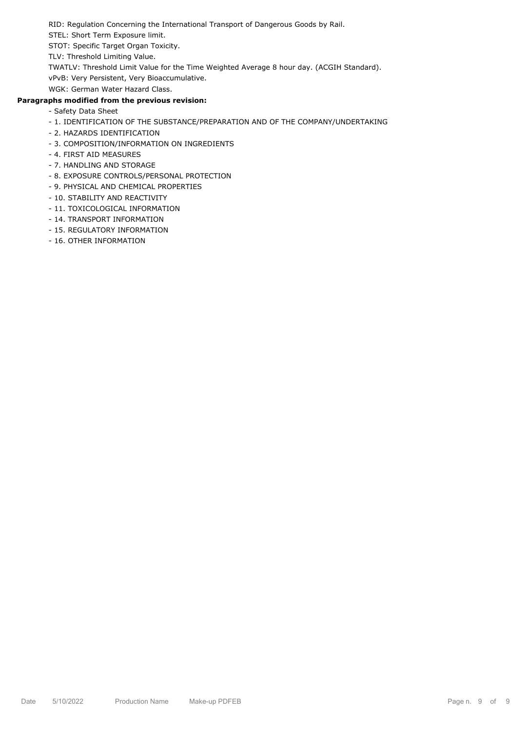RID: Regulation Concerning the International Transport of Dangerous Goods by Rail.

STEL: Short Term Exposure limit.

STOT: Specific Target Organ Toxicity.

TLV: Threshold Limiting Value.

TWATLV: Threshold Limit Value for the Time Weighted Average 8 hour day. (ACGIH Standard).

vPvB: Very Persistent, Very Bioaccumulative.

WGK: German Water Hazard Class.

**Paragraphs modified from the previous revision:**

- Safety Data Sheet
- 1. IDENTIFICATION OF THE SUBSTANCE/PREPARATION AND OF THE COMPANY/UNDERTAKING
- 2. HAZARDS IDENTIFICATION
- 3. COMPOSITION/INFORMATION ON INGREDIENTS
- 4. FIRST AID MEASURES
- 7. HANDLING AND STORAGE
- 8. EXPOSURE CONTROLS/PERSONAL PROTECTION
- 9. PHYSICAL AND CHEMICAL PROPERTIES
- 10. STABILITY AND REACTIVITY
- 11. TOXICOLOGICAL INFORMATION
- 14. TRANSPORT INFORMATION
- 15. REGULATORY INFORMATION
- 16. OTHER INFORMATION